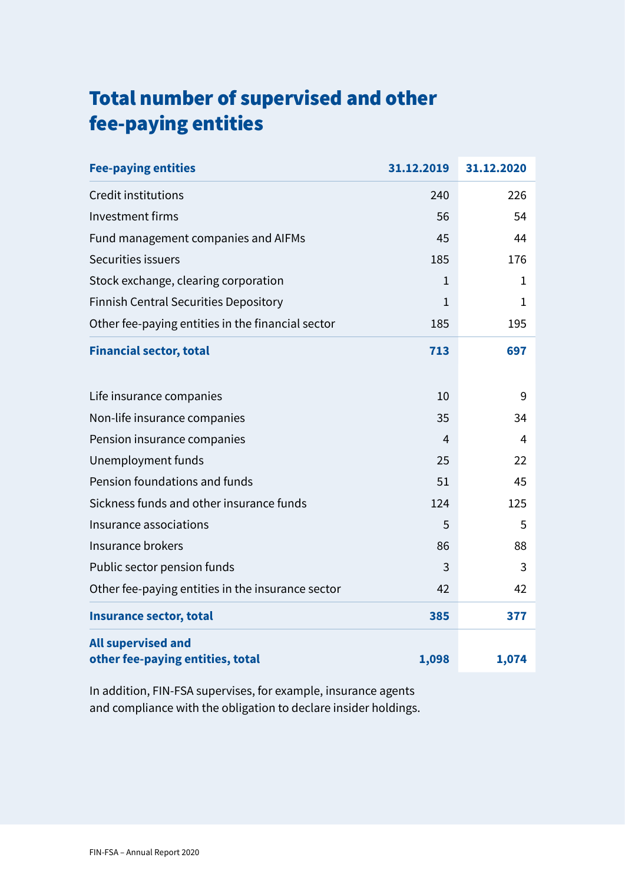# Total number of supervised and other fee-paying entities

| Fee-paying entities | 31.12.2019 | 31.12.2020 |
|---|---|---|
| Credit institutions | 240 | 226 |
| Investment firms | 56 | 54 |
| Fund management companies and AIFMs | 45 | 44 |
| Securities issuers | 185 | 176 |
| Stock exchange, clearing corporation | 1 | 1 |
| Finnish Central Securities Depository | 1 | 1 |
| Other fee-paying entities in the financial sector | 185 | 195 |
| **Financial sector, total** | **713** | **697** |
| | | |
| Life insurance companies | 10 | 9 |
| Non-life insurance companies | 35 | 34 |
| Pension insurance companies | 4 | 4 |
| Unemployment funds | 25 | 22 |
| Pension foundations and funds | 51 | 45 |
| Sickness funds and other insurance funds | 124 | 125 |
| Insurance associations | 5 | 5 |
| Insurance brokers | 86 | 88 |
| Public sector pension funds | 3 | 3 |
| Other fee-paying entities in the insurance sector | 42 | 42 |
| **Insurance sector, total** | **385** | **377** |
| **All supervised and other fee-paying entities, total** | **1,098** | **1,074** |

In addition, FIN-FSA supervises, for example, insurance agents and compliance with the obligation to declare insider holdings.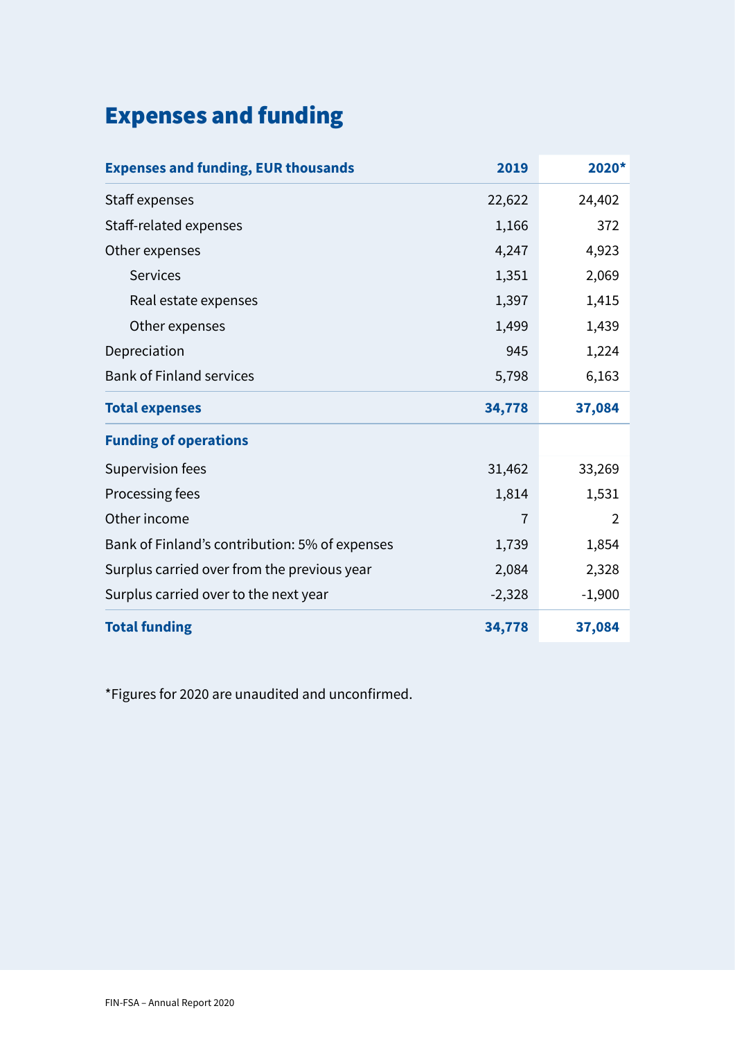# Expenses and funding

| Expenses and funding, EUR thousands | 2019 | 2020* |
|---|---|---|
| Staff expenses | 22,622 | 24,402 |
| Staff-related expenses | 1,166 | 372 |
| Other expenses | 4,247 | 4,923 |
| Services | 1,351 | 2,069 |
| Real estate expenses | 1,397 | 1,415 |
| Other expenses | 1,499 | 1,439 |
| Depreciation | 945 | 1,224 |
| Bank of Finland services | 5,798 | 6,163 |
| **Total expenses** | **34,778** | **37,084** |
| **Funding of operations** | | |
| Supervision fees | 31,462 | 33,269 |
| Processing fees | 1,814 | 1,531 |
| Other income | 7 | 2 |
| Bank of Finland's contribution: 5% of expenses | 1,739 | 1,854 |
| Surplus carried over from the previous year | 2,084 | 2,328 |
| Surplus carried over to the next year | -2,328 | -1,900 |
| **Total funding** | **34,778** | **37,084** |

*Figures for 2020 are unaudited and unconfirmed.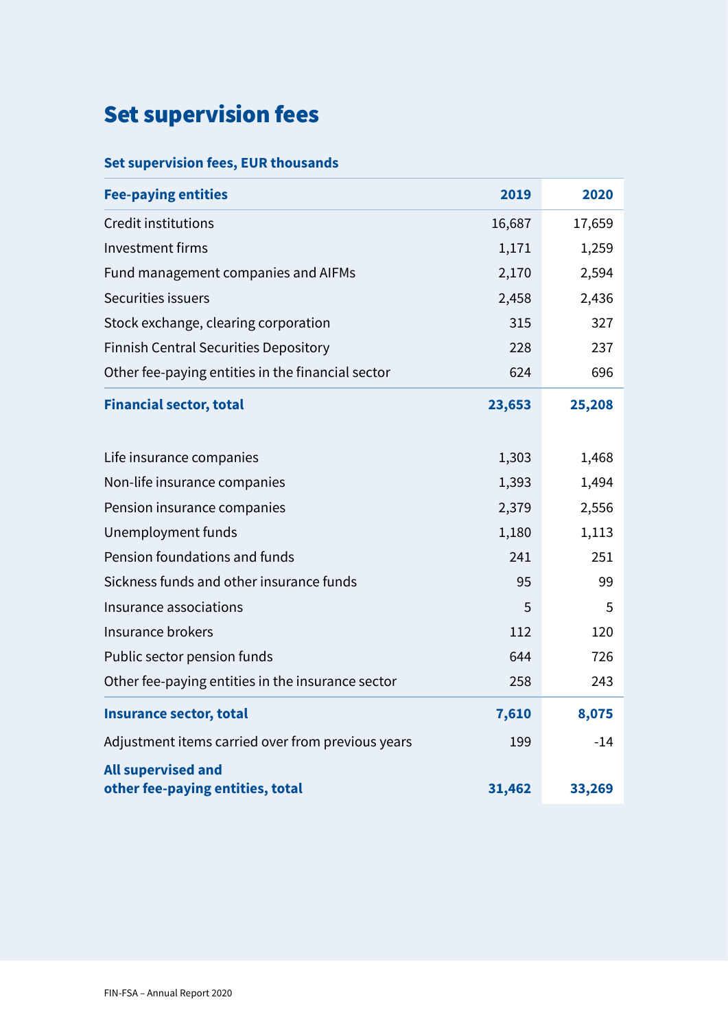# Set supervision fees

### Set supervision fees, EUR thousands

| Fee-paying entities | 2019 | 2020 |
|---|---|---|
| Credit institutions | 16,687 | 17,659 |
| Investment firms | 1,171 | 1,259 |
| Fund management companies and AIFMs | 2,170 | 2,594 |
| Securities issuers | 2,458 | 2,436 |
| Stock exchange, clearing corporation | 315 | 327 |
| Finnish Central Securities Depository | 228 | 237 |
| Other fee-paying entities in the financial sector | 624 | 696 |
| **Financial sector, total** | **23,653** | **25,208** |
| Life insurance companies | 1,303 | 1,468 |
| Non-life insurance companies | 1,393 | 1,494 |
| Pension insurance companies | 2,379 | 2,556 |
| Unemployment funds | 1,180 | 1,113 |
| Pension foundations and funds | 241 | 251 |
| Sickness funds and other insurance funds | 95 | 99 |
| Insurance associations | 5 | 5 |
| Insurance brokers | 112 | 120 |
| Public sector pension funds | 644 | 726 |
| Other fee-paying entities in the insurance sector | 258 | 243 |
| **Insurance sector, total** | **7,610** | **8,075** |
| Adjustment items carried over from previous years | 199 | -14 |
| **All supervised and other fee-paying entities, total** | **31,462** | **33,269** |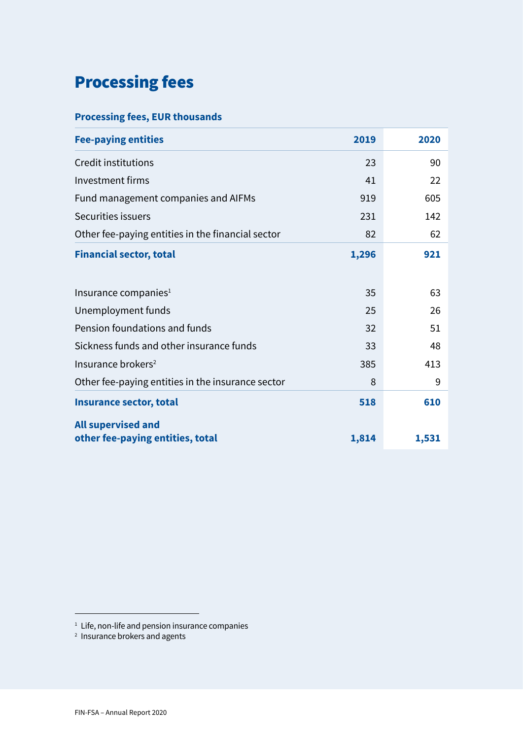# Processing fees

### Processing fees, EUR thousands

| Fee-paying entities | 2019 | 2020 |
|---|---|---|
| Credit institutions | 23 | 90 |
| Investment firms | 41 | 22 |
| Fund management companies and AIFMs | 919 | 605 |
| Securities issuers | 231 | 142 |
| Other fee-paying entities in the financial sector | 82 | 62 |
| **Financial sector, total** | **1,296** | **921** |
| | | |
| Insurance companies[1] | 35 | 63 |
| Unemployment funds | 25 | 26 |
| Pension foundations and funds | 32 | 51 |
| Sickness funds and other insurance funds | 33 | 48 |
| Insurance brokers[2] | 385 | 413 |
| Other fee-paying entities in the insurance sector | 8 | 9 |
| **Insurance sector, total** | **518** | **610** |
| **All supervised and other fee-paying entities, total** | **1,814** | **1,531** |

[1] Life, non-life and pension insurance companies

[2] Insurance brokers and agents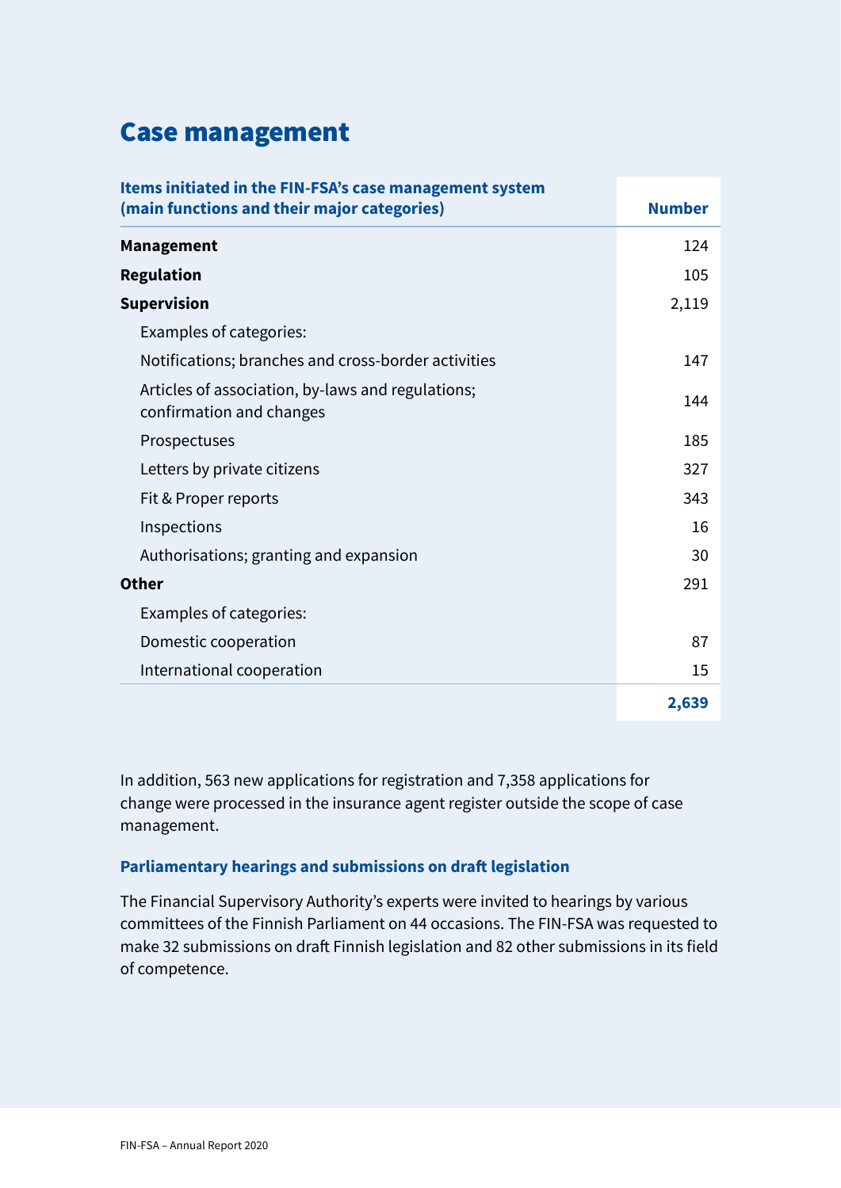# Case management

| Items initiated in the FIN-FSA's case management system (main functions and their major categories) | Number |
|---|---|
| **Management** | 124 |
| **Regulation** | 105 |
| **Supervision** | 2,119 |
| Examples of categories: | |
| Notifications; branches and cross-border activities | 147 |
| Articles of association, by-laws and regulations; confirmation and changes | 144 |
| Prospectuses | 185 |
| Letters by private citizens | 327 |
| Fit & Proper reports | 343 |
| Inspections | 16 |
| Authorisations; granting and expansion | 30 |
| **Other** | 291 |
| Examples of categories: | |
| Domestic cooperation | 87 |
| International cooperation | 15 |
| | **2,639** |

In addition, 563 new applications for registration and 7,358 applications for change were processed in the insurance agent register outside the scope of case management.

### Parliamentary hearings and submissions on draft legislation

The Financial Supervisory Authority's experts were invited to hearings by various committees of the Finnish Parliament on 44 occasions. The FIN-FSA was requested to make 32 submissions on draft Finnish legislation and 82 other submissions in its field of competence.